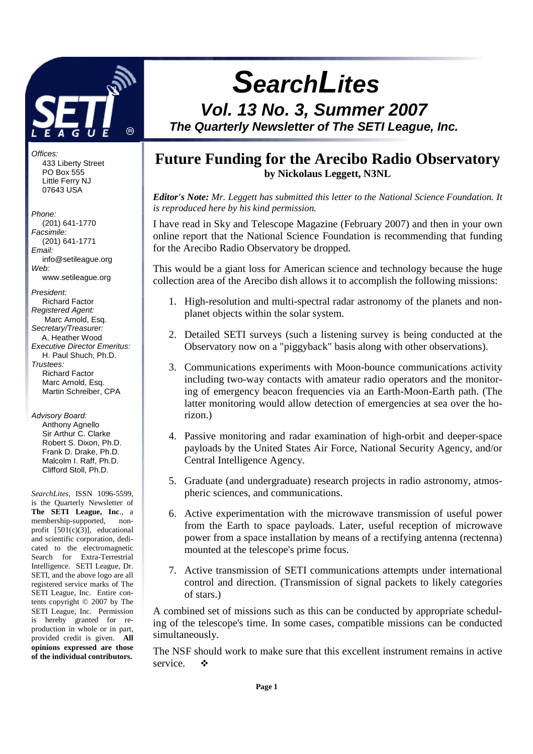# SearchLites

## Vol. 13 No. 3, Summer 2007

### The Quarterly Newsletter of The SETI League, Inc.

*Offices:*
433 Liberty Street
PO Box 555
Little Ferry NJ
07643 USA

*Phone:*
(201) 641-1770
*Facsimile:*
(201) 641-1771
*Email:*
info@setileague.org
*Web:*
www.setileague.org

*President:*
Richard Factor
*Registered Agent:*
Marc Arnold, Esq.
*Secretary/Treasurer:*
A. Heather Wood
*Executive Director Emeritus:*
H. Paul Shuch, Ph.D.
*Trustees:*
Richard Factor
Marc Arnold, Esq.
Martin Schreiber, CPA

*Advisory Board:*
Anthony Agnello
Sir Arthur C. Clarke
Robert S. Dixon, Ph.D.
Frank D. Drake, Ph.D.
Malcolm I. Raff, Ph.D.
Clifford Stoll, Ph.D.

*SearchLites*, ISSN 1096-5599, is the Quarterly Newsletter of **The SETI League, Inc**., a membership-supported, non-profit [501(c)(3)], educational and scientific corporation, dedicated to the electromagnetic Search for Extra-Terrestrial Intelligence. SETI League, Dr. SETI, and the above logo are all registered service marks of The SETI League, Inc. Entire contents copyright © 2007 by The SETI League, Inc. Permission is hereby granted for reproduction in whole or in part, provided credit is given. **All opinions expressed are those of the individual contributors.**

## Future Funding for the Arecibo Radio Observatory

**by Nickolaus Leggett, N3NL**

***Editor's Note:*** *Mr. Leggett has submitted this letter to the National Science Foundation. It is reproduced here by his kind permission.*

I have read in Sky and Telescope Magazine (February 2007) and then in your own online report that the National Science Foundation is recommending that funding for the Arecibo Radio Observatory be dropped.

This would be a giant loss for American science and technology because the huge collection area of the Arecibo dish allows it to accomplish the following missions:

1. High-resolution and multi-spectral radar astronomy of the planets and non-planet objects within the solar system.
2. Detailed SETI surveys (such a listening survey is being conducted at the Observatory now on a "piggyback" basis along with other observations).
3. Communications experiments with Moon-bounce communications activity including two-way contacts with amateur radio operators and the monitoring of emergency beacon frequencies via an Earth-Moon-Earth path. (The latter monitoring would allow detection of emergencies at sea over the horizon.)
4. Passive monitoring and radar examination of high-orbit and deeper-space payloads by the United States Air Force, National Security Agency, and/or Central Intelligence Agency.
5. Graduate (and undergraduate) research projects in radio astronomy, atmospheric sciences, and communications.
6. Active experimentation with the microwave transmission of useful power from the Earth to space payloads. Later, useful reception of microwave power from a space installation by means of a rectifying antenna (rectenna) mounted at the telescope's prime focus.
7. Active transmission of SETI communications attempts under international control and direction. (Transmission of signal packets to likely categories of stars.)

A combined set of missions such as this can be conducted by appropriate scheduling of the telescope's time. In some cases, compatible missions can be conducted simultaneously.

The NSF should work to make sure that this excellent instrument remains in active service. ❖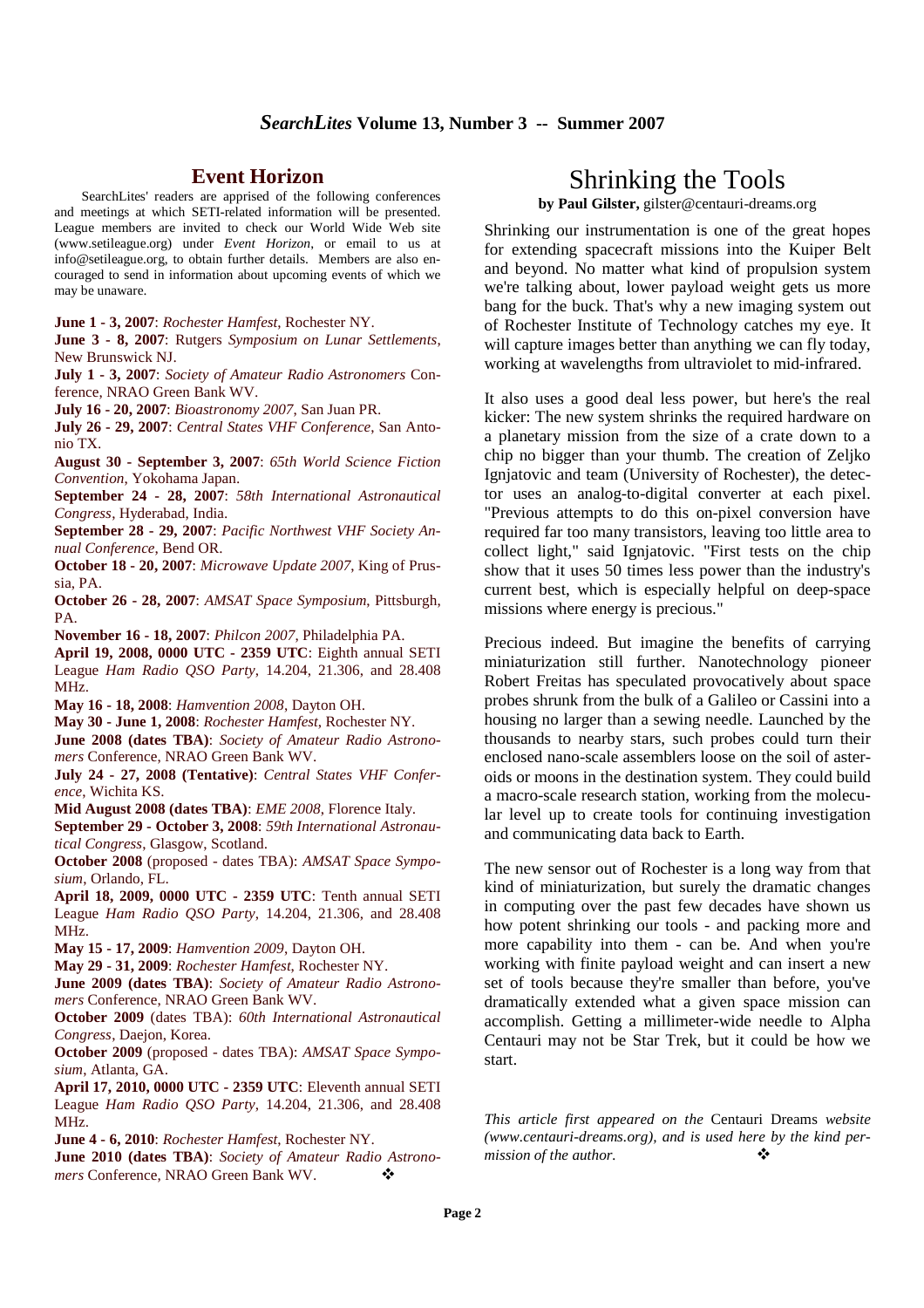## Event Horizon

SearchLites' readers are apprised of the following conferences and meetings at which SETI-related information will be presented. League members are invited to check our World Wide Web site (www.setileague.org) under *Event Horizon*, or email to us at info@setileague.org, to obtain further details. Members are also encouraged to send in information about upcoming events of which we may be unaware.

**June 1 - 3, 2007**: *Rochester Hamfest*, Rochester NY.

**June 3 - 8, 2007**: Rutgers *Symposium on Lunar Settlements*, New Brunswick NJ.

**July 1 - 3, 2007**: *Society of Amateur Radio Astronomers* Conference, NRAO Green Bank WV.

**July 16 - 20, 2007**: *Bioastronomy 2007*, San Juan PR.

**July 26 - 29, 2007**: *Central States VHF Conference*, San Antonio TX.

**August 30 - September 3, 2007**: *65th World Science Fiction Convention*, Yokohama Japan.

**September 24 - 28, 2007**: *58th International Astronautical Congress*, Hyderabad, India.

**September 28 - 29, 2007**: *Pacific Northwest VHF Society Annual Conference*, Bend OR.

**October 18 - 20, 2007**: *Microwave Update 2007*, King of Prussia, PA.

**October 26 - 28, 2007**: *AMSAT Space Symposium*, Pittsburgh, PA.

**November 16 - 18, 2007**: *Philcon 2007*, Philadelphia PA.

**April 19, 2008, 0000 UTC - 2359 UTC**: Eighth annual SETI League *Ham Radio QSO Party*, 14.204, 21.306, and 28.408 MHz.

**May 16 - 18, 2008**: *Hamvention 2008*, Dayton OH.

**May 30 - June 1, 2008**: *Rochester Hamfest*, Rochester NY.

**June 2008 (dates TBA)**: *Society of Amateur Radio Astronomers* Conference, NRAO Green Bank WV.

**July 24 - 27, 2008 (Tentative)**: *Central States VHF Conference*, Wichita KS.

**Mid August 2008 (dates TBA)**: *EME 2008*, Florence Italy.

**September 29 - October 3, 2008**: *59th International Astronautical Congress*, Glasgow, Scotland.

**October 2008** (proposed - dates TBA): *AMSAT Space Symposium*, Orlando, FL.

**April 18, 2009, 0000 UTC - 2359 UTC**: Tenth annual SETI League *Ham Radio QSO Party*, 14.204, 21.306, and 28.408 MHz.

**May 15 - 17, 2009**: *Hamvention 2009*, Dayton OH.

**May 29 - 31, 2009**: *Rochester Hamfest*, Rochester NY.

**June 2009 (dates TBA)**: *Society of Amateur Radio Astronomers* Conference, NRAO Green Bank WV.

**October 2009** (dates TBA): *60th International Astronautical Congress*, Daejon, Korea.

**October 2009** (proposed - dates TBA): *AMSAT Space Symposium*, Atlanta, GA.

**April 17, 2010, 0000 UTC - 2359 UTC**: Eleventh annual SETI League *Ham Radio QSO Party*, 14.204, 21.306, and 28.408 MHz.

**June 4 - 6, 2010**: *Rochester Hamfest*, Rochester NY.

**June 2010 (dates TBA)**: *Society of Amateur Radio Astronomers* Conference, NRAO Green Bank WV. ❖

# Shrinking the Tools

**by Paul Gilster,** gilster@centauri-dreams.org

Shrinking our instrumentation is one of the great hopes for extending spacecraft missions into the Kuiper Belt and beyond. No matter what kind of propulsion system we're talking about, lower payload weight gets us more bang for the buck. That's why a new imaging system out of Rochester Institute of Technology catches my eye. It will capture images better than anything we can fly today, working at wavelengths from ultraviolet to mid-infrared.

It also uses a good deal less power, but here's the real kicker: The new system shrinks the required hardware on a planetary mission from the size of a crate down to a chip no bigger than your thumb. The creation of Zeljko Ignjatovic and team (University of Rochester), the detector uses an analog-to-digital converter at each pixel. "Previous attempts to do this on-pixel conversion have required far too many transistors, leaving too little area to collect light," said Ignjatovic. "First tests on the chip show that it uses 50 times less power than the industry's current best, which is especially helpful on deep-space missions where energy is precious."

Precious indeed. But imagine the benefits of carrying miniaturization still further. Nanotechnology pioneer Robert Freitas has speculated provocatively about space probes shrunk from the bulk of a Galileo or Cassini into a housing no larger than a sewing needle. Launched by the thousands to nearby stars, such probes could turn their enclosed nano-scale assemblers loose on the soil of asteroids or moons in the destination system. They could build a macro-scale research station, working from the molecular level up to create tools for continuing investigation and communicating data back to Earth.

The new sensor out of Rochester is a long way from that kind of miniaturization, but surely the dramatic changes in computing over the past few decades have shown us how potent shrinking our tools - and packing more and more capability into them - can be. And when you're working with finite payload weight and can insert a new set of tools because they're smaller than before, you've dramatically extended what a given space mission can accomplish. Getting a millimeter-wide needle to Alpha Centauri may not be Star Trek, but it could be how we start.

*This article first appeared on the* Centauri Dreams *website (www.centauri-dreams.org), and is used here by the kind permission of the author.* ❖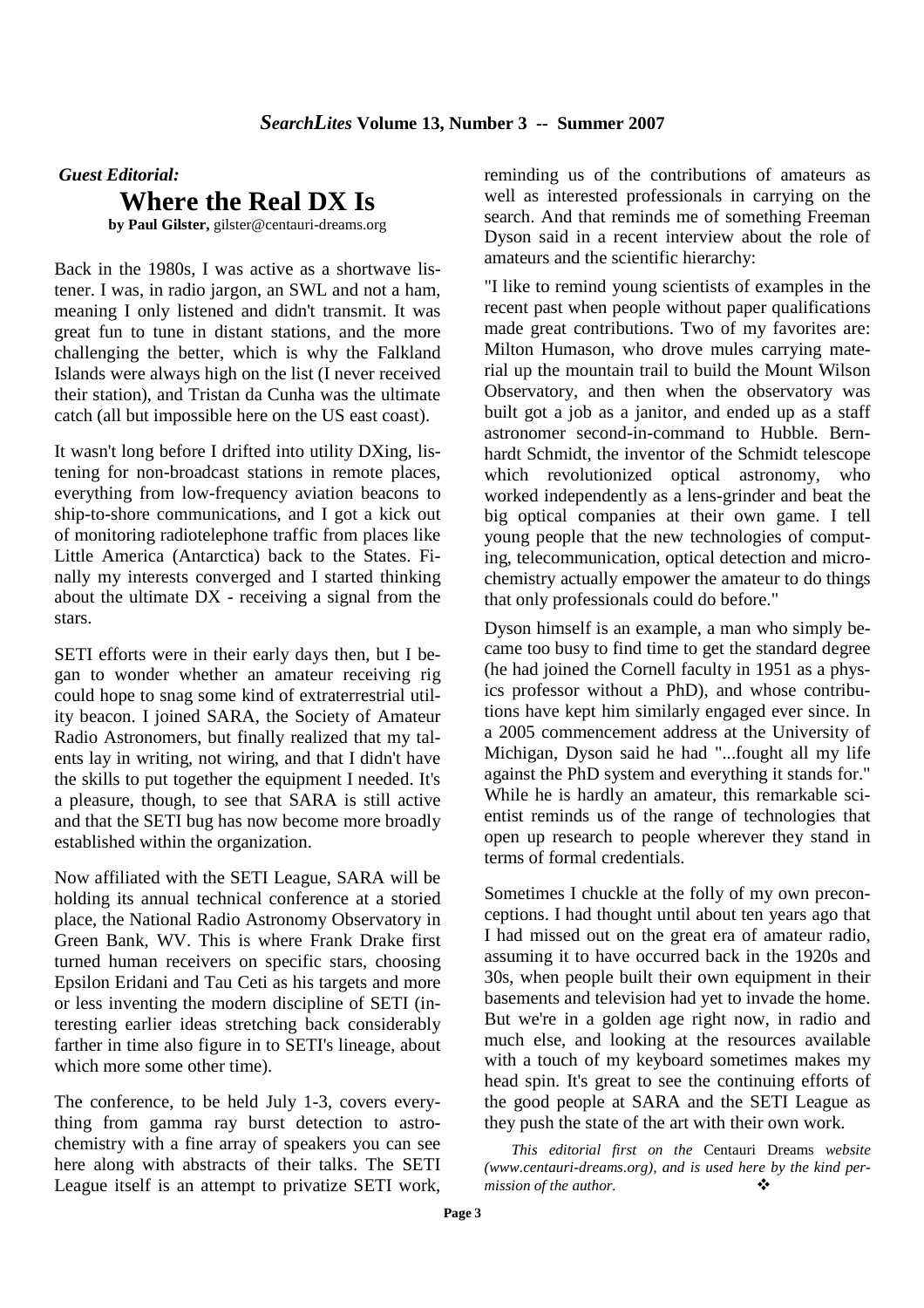*Guest Editorial:*

# Where the Real DX Is

**by Paul Gilster,** gilster@centauri-dreams.org

Back in the 1980s, I was active as a shortwave listener. I was, in radio jargon, an SWL and not a ham, meaning I only listened and didn't transmit. It was great fun to tune in distant stations, and the more challenging the better, which is why the Falkland Islands were always high on the list (I never received their station), and Tristan da Cunha was the ultimate catch (all but impossible here on the US east coast).

It wasn't long before I drifted into utility DXing, listening for non-broadcast stations in remote places, everything from low-frequency aviation beacons to ship-to-shore communications, and I got a kick out of monitoring radiotelephone traffic from places like Little America (Antarctica) back to the States. Finally my interests converged and I started thinking about the ultimate DX - receiving a signal from the stars.

SETI efforts were in their early days then, but I began to wonder whether an amateur receiving rig could hope to snag some kind of extraterrestrial utility beacon. I joined SARA, the Society of Amateur Radio Astronomers, but finally realized that my talents lay in writing, not wiring, and that I didn't have the skills to put together the equipment I needed. It's a pleasure, though, to see that SARA is still active and that the SETI bug has now become more broadly established within the organization.

Now affiliated with the SETI League, SARA will be holding its annual technical conference at a storied place, the National Radio Astronomy Observatory in Green Bank, WV. This is where Frank Drake first turned human receivers on specific stars, choosing Epsilon Eridani and Tau Ceti as his targets and more or less inventing the modern discipline of SETI (interesting earlier ideas stretching back considerably farther in time also figure in to SETI's lineage, about which more some other time).

The conference, to be held July 1-3, covers everything from gamma ray burst detection to astrochemistry with a fine array of speakers you can see here along with abstracts of their talks. The SETI League itself is an attempt to privatize SETI work, reminding us of the contributions of amateurs as well as interested professionals in carrying on the search. And that reminds me of something Freeman Dyson said in a recent interview about the role of amateurs and the scientific hierarchy:

"I like to remind young scientists of examples in the recent past when people without paper qualifications made great contributions. Two of my favorites are: Milton Humason, who drove mules carrying material up the mountain trail to build the Mount Wilson Observatory, and then when the observatory was built got a job as a janitor, and ended up as a staff astronomer second-in-command to Hubble. Bernhardt Schmidt, the inventor of the Schmidt telescope which revolutionized optical astronomy, who worked independently as a lens-grinder and beat the big optical companies at their own game. I tell young people that the new technologies of computing, telecommunication, optical detection and microchemistry actually empower the amateur to do things that only professionals could do before."

Dyson himself is an example, a man who simply became too busy to find time to get the standard degree (he had joined the Cornell faculty in 1951 as a physics professor without a PhD), and whose contributions have kept him similarly engaged ever since. In a 2005 commencement address at the University of Michigan, Dyson said he had "...fought all my life against the PhD system and everything it stands for." While he is hardly an amateur, this remarkable scientist reminds us of the range of technologies that open up research to people wherever they stand in terms of formal credentials.

Sometimes I chuckle at the folly of my own preconceptions. I had thought until about ten years ago that I had missed out on the great era of amateur radio, assuming it to have occurred back in the 1920s and 30s, when people built their own equipment in their basements and television had yet to invade the home. But we're in a golden age right now, in radio and much else, and looking at the resources available with a touch of my keyboard sometimes makes my head spin. It's great to see the continuing efforts of the good people at SARA and the SETI League as they push the state of the art with their own work.

*This editorial first on the* Centauri Dreams *website (www.centauri-dreams.org), and is used here by the kind permission of the author.* ❖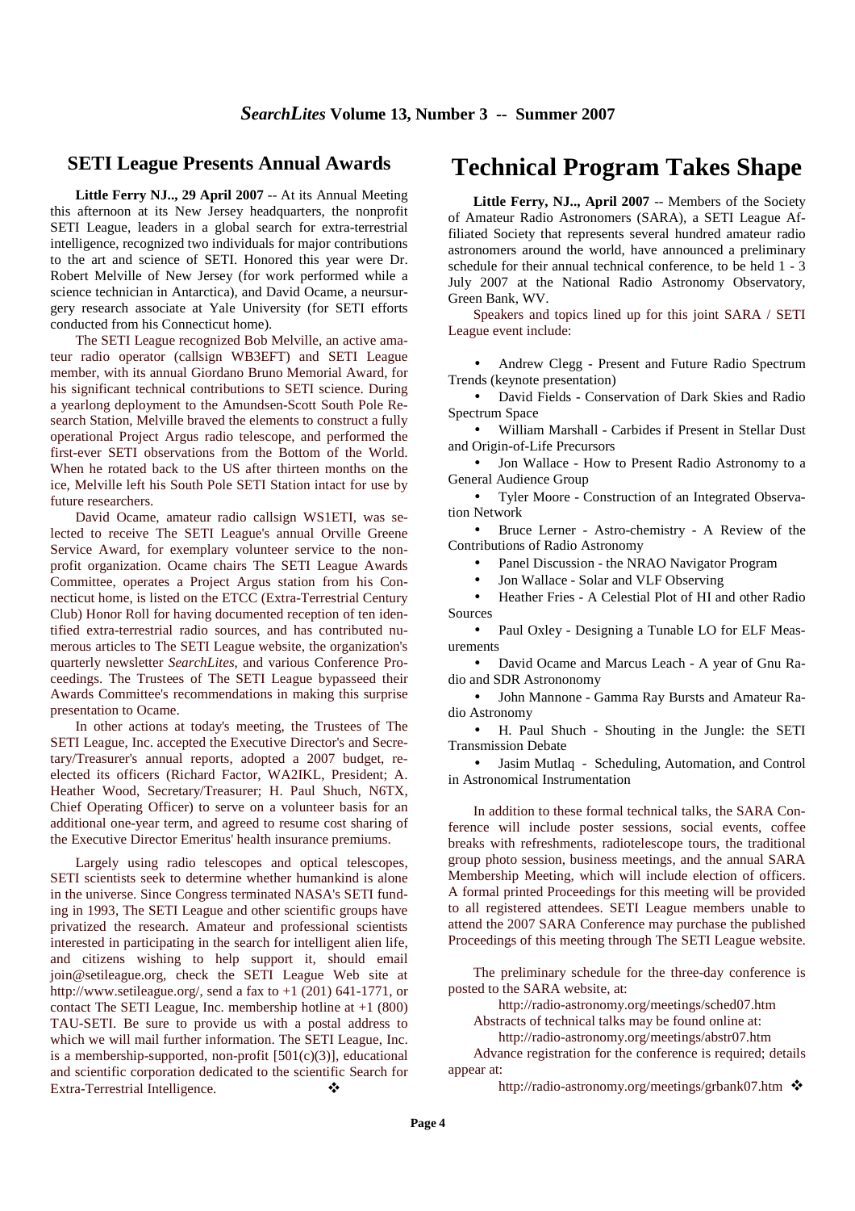## SETI League Presents Annual Awards

**Little Ferry NJ.., 29 April 2007** -- At its Annual Meeting this afternoon at its New Jersey headquarters, the nonprofit SETI League, leaders in a global search for extra-terrestrial intelligence, recognized two individuals for major contributions to the art and science of SETI. Honored this year were Dr. Robert Melville of New Jersey (for work performed while a science technician in Antarctica), and David Ocame, a neursurgery research associate at Yale University (for SETI efforts conducted from his Connecticut home).

The SETI League recognized Bob Melville, an active amateur radio operator (callsign WB3EFT) and SETI League member, with its annual Giordano Bruno Memorial Award, for his significant technical contributions to SETI science. During a yearlong deployment to the Amundsen-Scott South Pole Research Station, Melville braved the elements to construct a fully operational Project Argus radio telescope, and performed the first-ever SETI observations from the Bottom of the World. When he rotated back to the US after thirteen months on the ice, Melville left his South Pole SETI Station intact for use by future researchers.

David Ocame, amateur radio callsign WS1ETI, was selected to receive The SETI League's annual Orville Greene Service Award, for exemplary volunteer service to the nonprofit organization. Ocame chairs The SETI League Awards Committee, operates a Project Argus station from his Connecticut home, is listed on the ETCC (Extra-Terrestrial Century Club) Honor Roll for having documented reception of ten identified extra-terrestrial radio sources, and has contributed numerous articles to The SETI League website, the organization's quarterly newsletter *SearchLites*, and various Conference Proceedings. The Trustees of The SETI League bypasseed their Awards Committee's recommendations in making this surprise presentation to Ocame.

In other actions at today's meeting, the Trustees of The SETI League, Inc. accepted the Executive Director's and Secretary/Treasurer's annual reports, adopted a 2007 budget, re-elected its officers (Richard Factor, WA2IKL, President; A. Heather Wood, Secretary/Treasurer; H. Paul Shuch, N6TX, Chief Operating Officer) to serve on a volunteer basis for an additional one-year term, and agreed to resume cost sharing of the Executive Director Emeritus' health insurance premiums.

Largely using radio telescopes and optical telescopes, SETI scientists seek to determine whether humankind is alone in the universe. Since Congress terminated NASA's SETI funding in 1993, The SETI League and other scientific groups have privatized the research. Amateur and professional scientists interested in participating in the search for intelligent alien life, and citizens wishing to help support it, should email join@setileague.org, check the SETI League Web site at http://www.setileague.org/, send a fax to +1 (201) 641-1771, or contact The SETI League, Inc. membership hotline at +1 (800) TAU-SETI. Be sure to provide us with a postal address to which we will mail further information. The SETI League, Inc. is a membership-supported, non-profit [501(c)(3)], educational and scientific corporation dedicated to the scientific Search for Extra-Terrestrial Intelligence. ❖

# Technical Program Takes Shape

**Little Ferry, NJ.., April 2007** -- Members of the Society of Amateur Radio Astronomers (SARA), a SETI League Affiliated Society that represents several hundred amateur radio astronomers around the world, have announced a preliminary schedule for their annual technical conference, to be held 1 - 3 July 2007 at the National Radio Astronomy Observatory, Green Bank, WV.

Speakers and topics lined up for this joint SARA / SETI League event include:

- Andrew Clegg - Present and Future Radio Spectrum Trends (keynote presentation)
- David Fields - Conservation of Dark Skies and Radio Spectrum Space
- William Marshall - Carbides if Present in Stellar Dust and Origin-of-Life Precursors
- Jon Wallace - How to Present Radio Astronomy to a General Audience Group
- Tyler Moore - Construction of an Integrated Observation Network
- Bruce Lerner - Astro-chemistry - A Review of the Contributions of Radio Astronomy
- Panel Discussion - the NRAO Navigator Program
- Jon Wallace - Solar and VLF Observing
- Heather Fries - A Celestial Plot of HI and other Radio Sources
- Paul Oxley - Designing a Tunable LO for ELF Measurements
- David Ocame and Marcus Leach - A year of Gnu Radio and SDR Astrononomy
- John Mannone - Gamma Ray Bursts and Amateur Radio Astronomy
- H. Paul Shuch - Shouting in the Jungle: the SETI Transmission Debate
- Jasim Mutlaq - Scheduling, Automation, and Control in Astronomical Instrumentation

In addition to these formal technical talks, the SARA Conference will include poster sessions, social events, coffee breaks with refreshments, radiotelescope tours, the traditional group photo session, business meetings, and the annual SARA Membership Meeting, which will include election of officers. A formal printed Proceedings for this meeting will be provided to all registered attendees. SETI League members unable to attend the 2007 SARA Conference may purchase the published Proceedings of this meeting through The SETI League website.

The preliminary schedule for the three-day conference is posted to the SARA website, at:

http://radio-astronomy.org/meetings/sched07.htm

Abstracts of technical talks may be found online at:

http://radio-astronomy.org/meetings/abstr07.htm

Advance registration for the conference is required; details appear at:

http://radio-astronomy.org/meetings/grbank07.htm ❖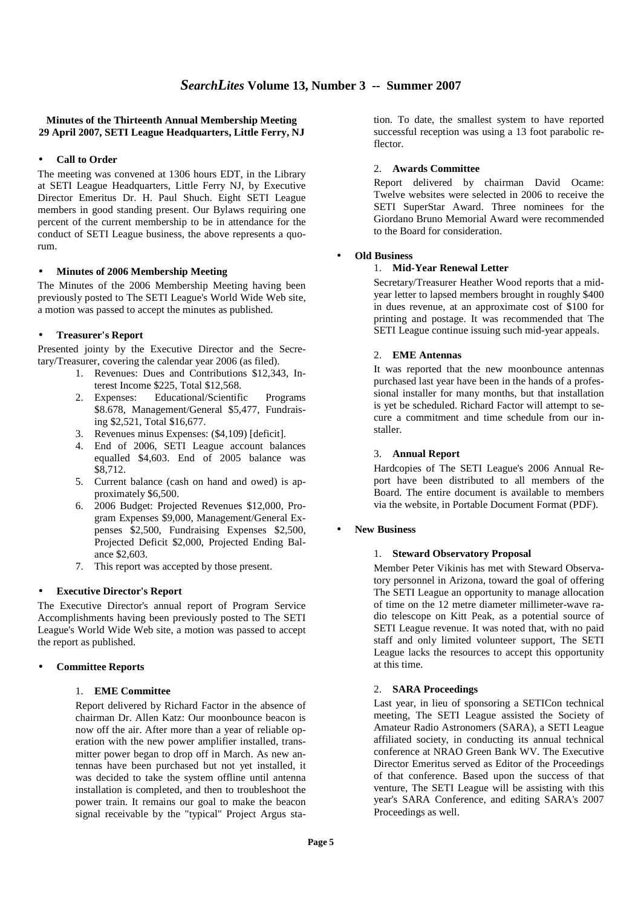## Minutes of the Thirteenth Annual Membership Meeting
**29 April 2007, SETI League Headquarters, Little Ferry, NJ**

- **Call to Order**

The meeting was convened at 1306 hours EDT, in the Library at SETI League Headquarters, Little Ferry NJ, by Executive Director Emeritus Dr. H. Paul Shuch. Eight SETI League members in good standing present. Our Bylaws requiring one percent of the current membership to be in attendance for the conduct of SETI League business, the above represents a quorum.

- **Minutes of 2006 Membership Meeting**

The Minutes of the 2006 Membership Meeting having been previously posted to The SETI League's World Wide Web site, a motion was passed to accept the minutes as published.

- **Treasurer's Report**

Presented jointy by the Executive Director and the Secretary/Treasurer, covering the calendar year 2006 (as filed).

1. Revenues: Dues and Contributions $12,343, Interest Income $225, Total $12,568.
2. Expenses: Educational/Scientific Programs $8.678, Management/General $5,477, Fundraising $2,521, Total $16,677.
3. Revenues minus Expenses: ($4,109) [deficit].
4. End of 2006, SETI League account balances equalled $4,603. End of 2005 balance was $8,712.
5. Current balance (cash on hand and owed) is approximately $6,500.
6. 2006 Budget: Projected Revenues $12,000, Program Expenses $9,000, Management/General Expenses $2,500, Fundraising Expenses $2,500, Projected Deficit $2,000, Projected Ending Balance $2,603.
7. This report was accepted by those present.

- **Executive Director's Report**

The Executive Director's annual report of Program Service Accomplishments having been previously posted to The SETI League's World Wide Web site, a motion was passed to accept the report as published.

- **Committee Reports**

1. **EME Committee**

   Report delivered by Richard Factor in the absence of chairman Dr. Allen Katz: Our moonbounce beacon is now off the air. After more than a year of reliable operation with the new power amplifier installed, transmitter power began to drop off in March. As new antennas have been purchased but not yet installed, it was decided to take the system offline until antenna installation is completed, and then to troubleshoot the power train. It remains our goal to make the beacon signal receivable by the "typical" Project Argus station. To date, the smallest system to have reported successful reception was using a 13 foot parabolic reflector.

2. **Awards Committee**

   Report delivered by chairman David Ocame: Twelve websites were selected in 2006 to receive the SETI SuperStar Award. Three nominees for the Giordano Bruno Memorial Award were recommended to the Board for consideration.

- **Old Business**

1. **Mid-Year Renewal Letter**

   Secretary/Treasurer Heather Wood reports that a mid-year letter to lapsed members brought in roughly $400 in dues revenue, at an approximate cost of $100 for printing and postage. It was recommended that The SETI League continue issuing such mid-year appeals.

2. **EME Antennas**

   It was reported that the new moonbounce antennas purchased last year have been in the hands of a professional installer for many months, but that installation is yet be scheduled. Richard Factor will attempt to secure a commitment and time schedule from our installer.

3. **Annual Report**

   Hardcopies of The SETI League's 2006 Annual Report have been distributed to all members of the Board. The entire document is available to members via the website, in Portable Document Format (PDF).

- **New Business**

1. **Steward Observatory Proposal**

   Member Peter Vikinis has met with Steward Observatory personnel in Arizona, toward the goal of offering The SETI League an opportunity to manage allocation of time on the 12 metre diameter millimeter-wave radio telescope on Kitt Peak, as a potential source of SETI League revenue. It was noted that, with no paid staff and only limited volunteer support, The SETI League lacks the resources to accept this opportunity at this time.

2. **SARA Proceedings**

   Last year, in lieu of sponsoring a SETICon technical meeting, The SETI League assisted the Society of Amateur Radio Astronomers (SARA), a SETI League affiliated society, in conducting its annual technical conference at NRAO Green Bank WV. The Executive Director Emeritus served as Editor of the Proceedings of that conference. Based upon the success of that venture, The SETI League will be assisting with this year's SARA Conference, and editing SARA's 2007 Proceedings as well.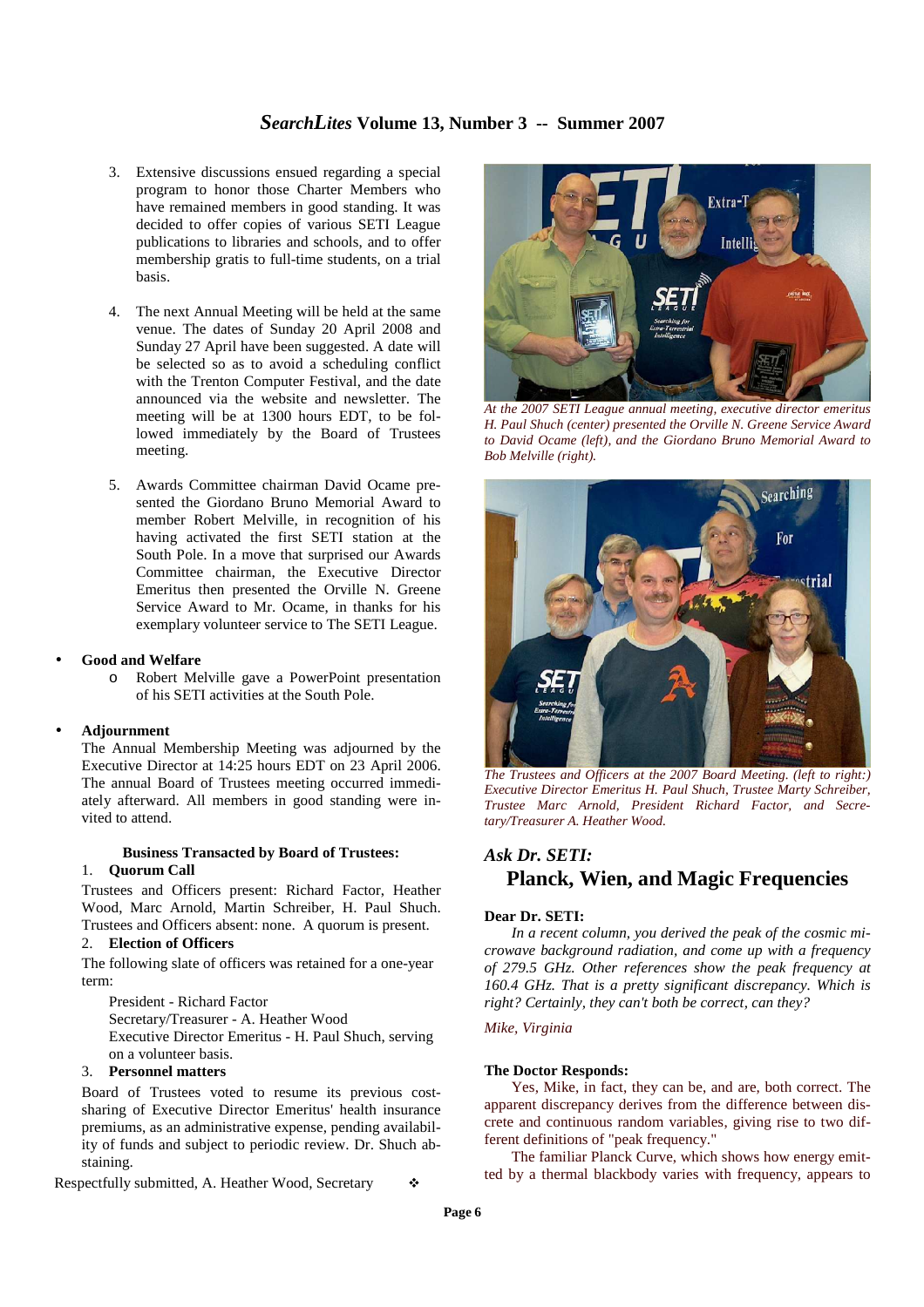3. Extensive discussions ensued regarding a special program to honor those Charter Members who have remained members in good standing. It was decided to offer copies of various SETI League publications to libraries and schools, and to offer membership gratis to full-time students, on a trial basis.

4. The next Annual Meeting will be held at the same venue. The dates of Sunday 20 April 2008 and Sunday 27 April have been suggested. A date will be selected so as to avoid a scheduling conflict with the Trenton Computer Festival, and the date announced via the website and newsletter. The meeting will be at 1300 hours EDT, to be followed immediately by the Board of Trustees meeting.

5. Awards Committee chairman David Ocame presented the Giordano Bruno Memorial Award to member Robert Melville, in recognition of his having activated the first SETI station at the South Pole. In a move that surprised our Awards Committee chairman, the Executive Director Emeritus then presented the Orville N. Greene Service Award to Mr. Ocame, in thanks for his exemplary volunteer service to The SETI League.

- **Good and Welfare**
  - Robert Melville gave a PowerPoint presentation of his SETI activities at the South Pole.

- **Adjournment**

The Annual Membership Meeting was adjourned by the Executive Director at 14:25 hours EDT on 23 April 2006. The annual Board of Trustees meeting occurred immediately afterward. All members in good standing were invited to attend.

**Business Transacted by Board of Trustees:**

1. **Quorum Call**

Trustees and Officers present: Richard Factor, Heather Wood, Marc Arnold, Martin Schreiber, H. Paul Shuch. Trustees and Officers absent: none. A quorum is present.

2. **Election of Officers**

The following slate of officers was retained for a one-year term:

President - Richard Factor
Secretary/Treasurer - A. Heather Wood
Executive Director Emeritus - H. Paul Shuch, serving on a volunteer basis.

3. **Personnel matters**

Board of Trustees voted to resume its previous cost-sharing of Executive Director Emeritus' health insurance premiums, as an administrative expense, pending availability of funds and subject to periodic review. Dr. Shuch abstaining.

Respectfully submitted, A. Heather Wood, Secretary ❖

*At the 2007 SETI League annual meeting, executive director emeritus H. Paul Shuch (center) presented the Orville N. Greene Service Award to David Ocame (left), and the Giordano Bruno Memorial Award to Bob Melville (right).*

*The Trustees and Officers at the 2007 Board Meeting. (left to right:) Executive Director Emeritus H. Paul Shuch, Trustee Marty Schreiber, Trustee Marc Arnold, President Richard Factor, and Secretary/Treasurer A. Heather Wood.*

## *Ask Dr. SETI:*
## Planck, Wien, and Magic Frequencies

**Dear Dr. SETI:**

*In a recent column, you derived the peak of the cosmic microwave background radiation, and come up with a frequency of 279.5 GHz. Other references show the peak frequency at 160.4 GHz. That is a pretty significant discrepancy. Which is right? Certainly, they can't both be correct, can they?*

*Mike, Virginia*

**The Doctor Responds:**

Yes, Mike, in fact, they can be, and are, both correct. The apparent discrepancy derives from the difference between discrete and continuous random variables, giving rise to two different definitions of "peak frequency."

The familiar Planck Curve, which shows how energy emitted by a thermal blackbody varies with frequency, appears to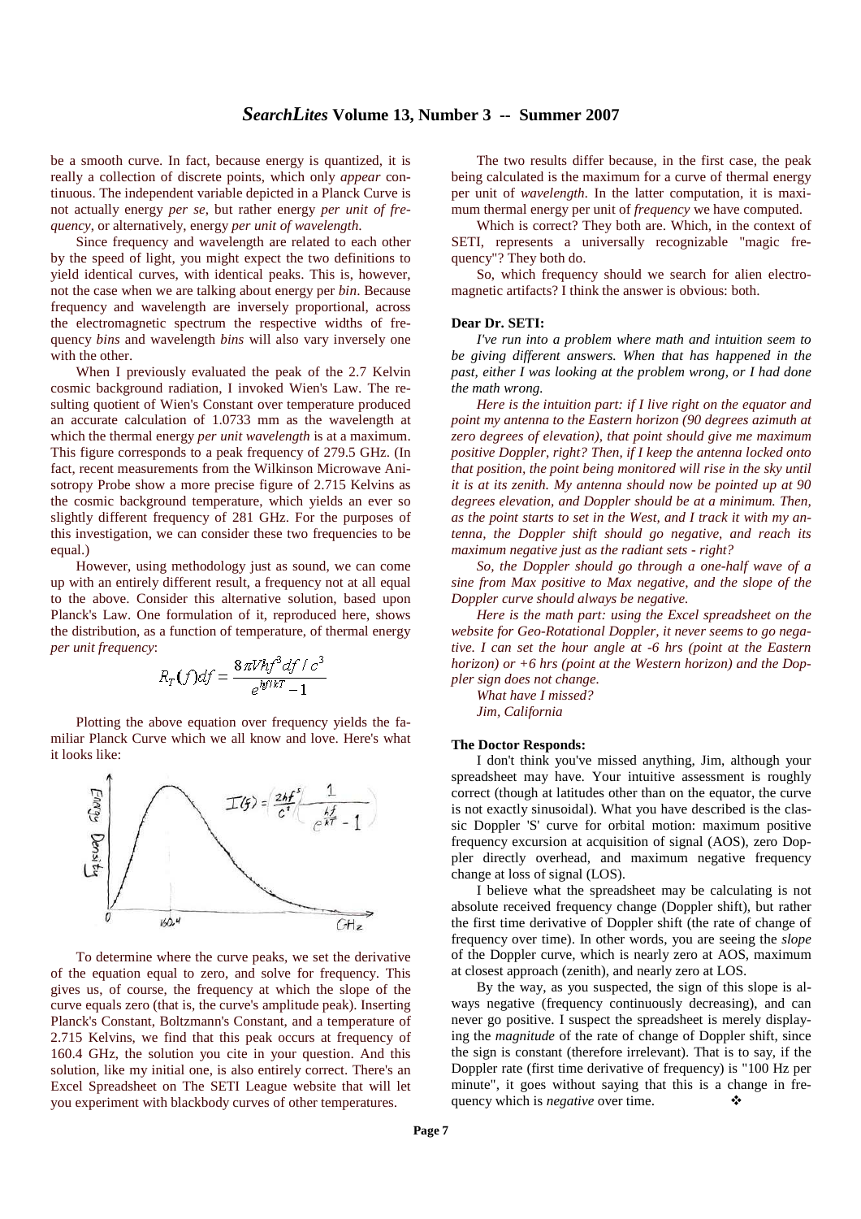be a smooth curve. In fact, because energy is quantized, it is really a collection of discrete points, which only *appear* continuous. The independent variable depicted in a Planck Curve is not actually energy *per se*, but rather energy *per unit of frequency*, or alternatively, energy *per unit of wavelength*.

Since frequency and wavelength are related to each other by the speed of light, you might expect the two definitions to yield identical curves, with identical peaks. This is, however, not the case when we are talking about energy per *bin*. Because frequency and wavelength are inversely proportional, across the electromagnetic spectrum the respective widths of frequency *bins* and wavelength *bins* will also vary inversely one with the other.

When I previously evaluated the peak of the 2.7 Kelvin cosmic background radiation, I invoked Wien's Law. The resulting quotient of Wien's Constant over temperature produced an accurate calculation of 1.0733 mm as the wavelength at which the thermal energy *per unit wavelength* is at a maximum. This figure corresponds to a peak frequency of 279.5 GHz. (In fact, recent measurements from the Wilkinson Microwave Anisotropy Probe show a more precise figure of 2.715 Kelvins as the cosmic background temperature, which yields an ever so slightly different frequency of 281 GHz. For the purposes of this investigation, we can consider these two frequencies to be equal.)

However, using methodology just as sound, we can come up with an entirely different result, a frequency not at all equal to the above. Consider this alternative solution, based upon Planck's Law. One formulation of it, reproduced here, shows the distribution, as a function of temperature, of thermal energy *per unit frequency*:

$$R_T(f)df = \frac{8\pi V h f^3 df / c^3}{e^{hf/kT} - 1}$$

Plotting the above equation over frequency yields the familiar Planck Curve which we all know and love. Here's what it looks like:

$$I(f) = \left(\frac{2hf^3}{c^2}\right)\left(\frac{1}{e^{\frac{hf}{kT}} - 1}\right)$$

Energy Density

0 — 160.4 — GHz

To determine where the curve peaks, we set the derivative of the equation equal to zero, and solve for frequency. This gives us, of course, the frequency at which the slope of the curve equals zero (that is, the curve's amplitude peak). Inserting Planck's Constant, Boltzmann's Constant, and a temperature of 2.715 Kelvins, we find that this peak occurs at frequency of 160.4 GHz, the solution you cite in your question. And this solution, like my initial one, is also entirely correct. There's an Excel Spreadsheet on The SETI League website that will let you experiment with blackbody curves of other temperatures.

The two results differ because, in the first case, the peak being calculated is the maximum for a curve of thermal energy per unit of *wavelength*. In the latter computation, it is maximum thermal energy per unit of *frequency* we have computed.

Which is correct? They both are. Which, in the context of SETI, represents a universally recognizable "magic frequency"? They both do.

So, which frequency should we search for alien electromagnetic artifacts? I think the answer is obvious: both.

**Dear Dr. SETI:**

*I've run into a problem where math and intuition seem to be giving different answers. When that has happened in the past, either I was looking at the problem wrong, or I had done the math wrong.*

*Here is the intuition part: if I live right on the equator and point my antenna to the Eastern horizon (90 degrees azimuth at zero degrees of elevation), that point should give me maximum positive Doppler, right? Then, if I keep the antenna locked onto that position, the point being monitored will rise in the sky until it is at its zenith. My antenna should now be pointed up at 90 degrees elevation, and Doppler should be at a minimum. Then, as the point starts to set in the West, and I track it with my antenna, the Doppler shift should go negative, and reach its maximum negative just as the radiant sets - right?*

*So, the Doppler should go through a one-half wave of a sine from Max positive to Max negative, and the slope of the Doppler curve should always be negative.*

*Here is the math part: using the Excel spreadsheet on the website for Geo-Rotational Doppler, it never seems to go negative. I can set the hour angle at -6 hrs (point at the Eastern horizon) or +6 hrs (point at the Western horizon) and the Doppler sign does not change.*

*What have I missed?*

*Jim, California*

**The Doctor Responds:**

I don't think you've missed anything, Jim, although your spreadsheet may have. Your intuitive assessment is roughly correct (though at latitudes other than on the equator, the curve is not exactly sinusoidal). What you have described is the classic Doppler 'S' curve for orbital motion: maximum positive frequency excursion at acquisition of signal (AOS), zero Doppler directly overhead, and maximum negative frequency change at loss of signal (LOS).

I believe what the spreadsheet may be calculating is not absolute received frequency change (Doppler shift), but rather the first time derivative of Doppler shift (the rate of change of frequency over time). In other words, you are seeing the *slope* of the Doppler curve, which is nearly zero at AOS, maximum at closest approach (zenith), and nearly zero at LOS.

By the way, as you suspected, the sign of this slope is always negative (frequency continuously decreasing), and can never go positive. I suspect the spreadsheet is merely displaying the *magnitude* of the rate of change of Doppler shift, since the sign is constant (therefore irrelevant). That is to say, if the Doppler rate (first time derivative of frequency) is "100 Hz per minute", it goes without saying that this is a change in frequency which is *negative* over time. ❖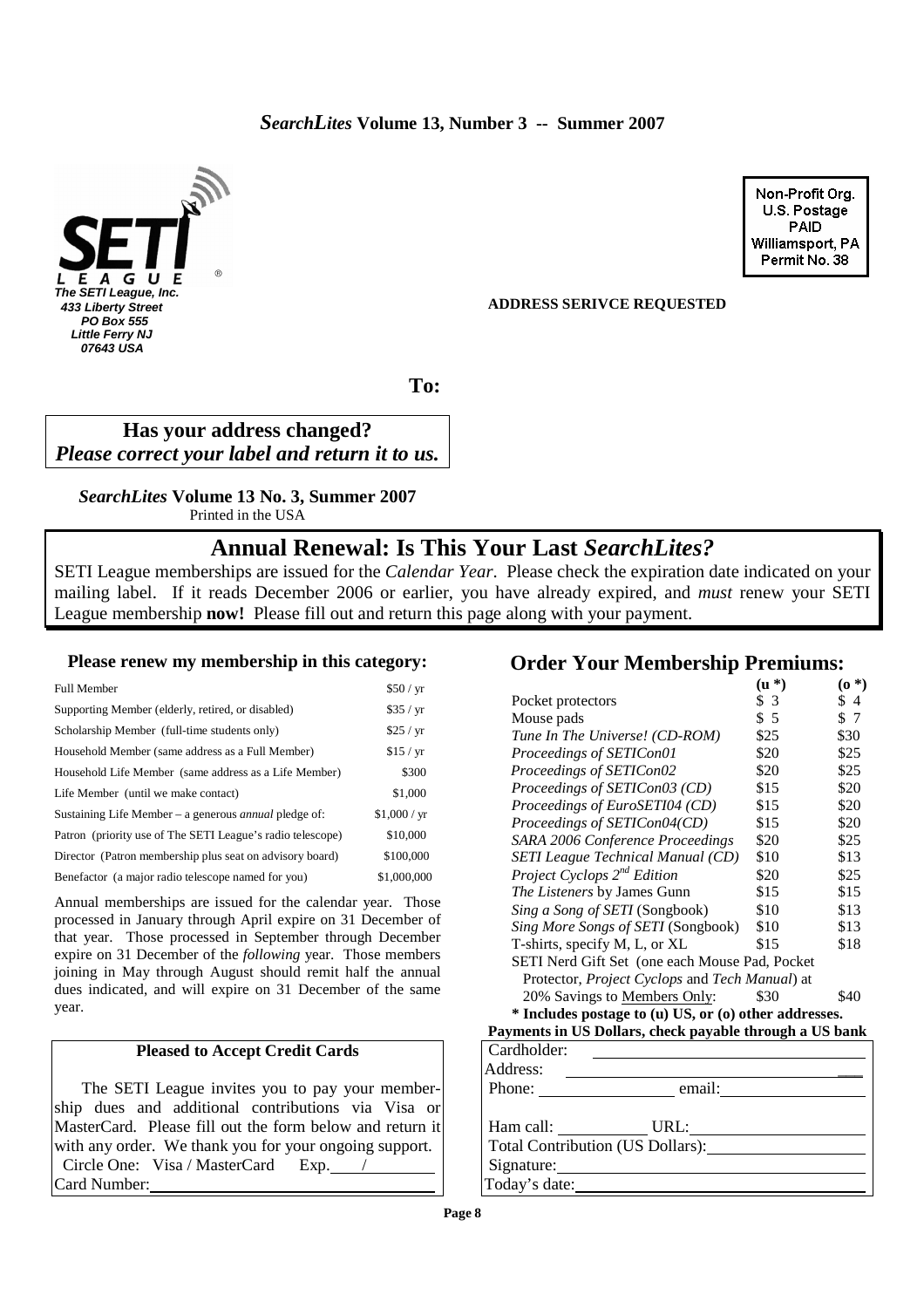***SearchLites* Volume 13, Number 3 -- Summer 2007**

*The SETI League, Inc.*
*433 Liberty Street*
*PO Box 555*
*Little Ferry NJ*
*07643 USA*

Non-Profit Org.
U.S. Postage
PAID
Williamsport, PA
Permit No. 38

**ADDRESS SERIVCE REQUESTED**

**To:**

**Has your address changed?**
***Please correct your label and return it to us.***

***SearchLites* Volume 13 No. 3, Summer 2007**
Printed in the USA

## Annual Renewal: Is This Your Last *SearchLites?*

SETI League memberships are issued for the *Calendar Year*. Please check the expiration date indicated on your mailing label. If it reads December 2006 or earlier, you have already expired, and *must* renew your SETI League membership **now!** Please fill out and return this page along with your payment.

### Please renew my membership in this category:

| | |
|---|---|
| Full Member | $50 / yr |
| Supporting Member (elderly, retired, or disabled) | $35 / yr |
| Scholarship Member (full-time students only) | $25 / yr |
| Household Member (same address as a Full Member) | $15 / yr |
| Household Life Member (same address as a Life Member) | $300 |
| Life Member (until we make contact) | $1,000 |
| Sustaining Life Member – a generous *annual* pledge of: | $1,000 / yr |
| Patron (priority use of The SETI League's radio telescope) | $10,000 |
| Director (Patron membership plus seat on advisory board) | $100,000 |
| Benefactor (a major radio telescope named for you) | $1,000,000 |

Annual memberships are issued for the calendar year. Those processed in January through April expire on 31 December of that year. Those processed in September through December expire on 31 December of the *following* year. Those members joining in May through August should remit half the annual dues indicated, and will expire on 31 December of the same year.

**Pleased to Accept Credit Cards**

The SETI League invites you to pay your membership dues and additional contributions via Visa or MasterCard. Please fill out the form below and return it with any order. We thank you for your ongoing support.

Circle One: Visa / MasterCard Exp.____/________
Card Number:______________________________

### Order Your Membership Premiums:

| | (u *) | (o *) |
|---|---|---|
| Pocket protectors | $ 3 | $ 4 |
| Mouse pads | $ 5 | $ 7 |
| *Tune In The Universe!* (CD-ROM) | $25 | $30 |
| *Proceedings of SETICon01* | $20 | $25 |
| *Proceedings of SETICon02* | $20 | $25 |
| *Proceedings of SETICon03 (CD)* | $15 | $20 |
| *Proceedings of EuroSETI04 (CD)* | $15 | $20 |
| *Proceedings of SETICon04(CD)* | $15 | $20 |
| *SARA 2006 Conference Proceedings* | $20 | $25 |
| *SETI League Technical Manual (CD)* | $10 | $13 |
| *Project Cyclops $2^{nd}$ Edition* | $20 | $25 |
| *The Listeners* by James Gunn | $15 | $15 |
| *Sing a Song of SETI* (Songbook) | $10 | $13 |
| *Sing More Songs of SETI* (Songbook) | $10 | $13 |
| T-shirts, specify M, L, or XL | $15 | $18 |
| SETI Nerd Gift Set (one each Mouse Pad, Pocket Protector, *Project Cyclops* and *Tech Manual*) at 20% Savings to Members Only: | $30 | $40 |

**\* Includes postage to (u) US, or (o) other addresses.**
**Payments in US Dollars, check payable through a US bank**

Cardholder:______________________________
Address:______________________________
Phone:______________ email:______________

Ham call:__________ URL:__________________
Total Contribution (US Dollars):______________
Signature:______________________________
Today's date:____________________________